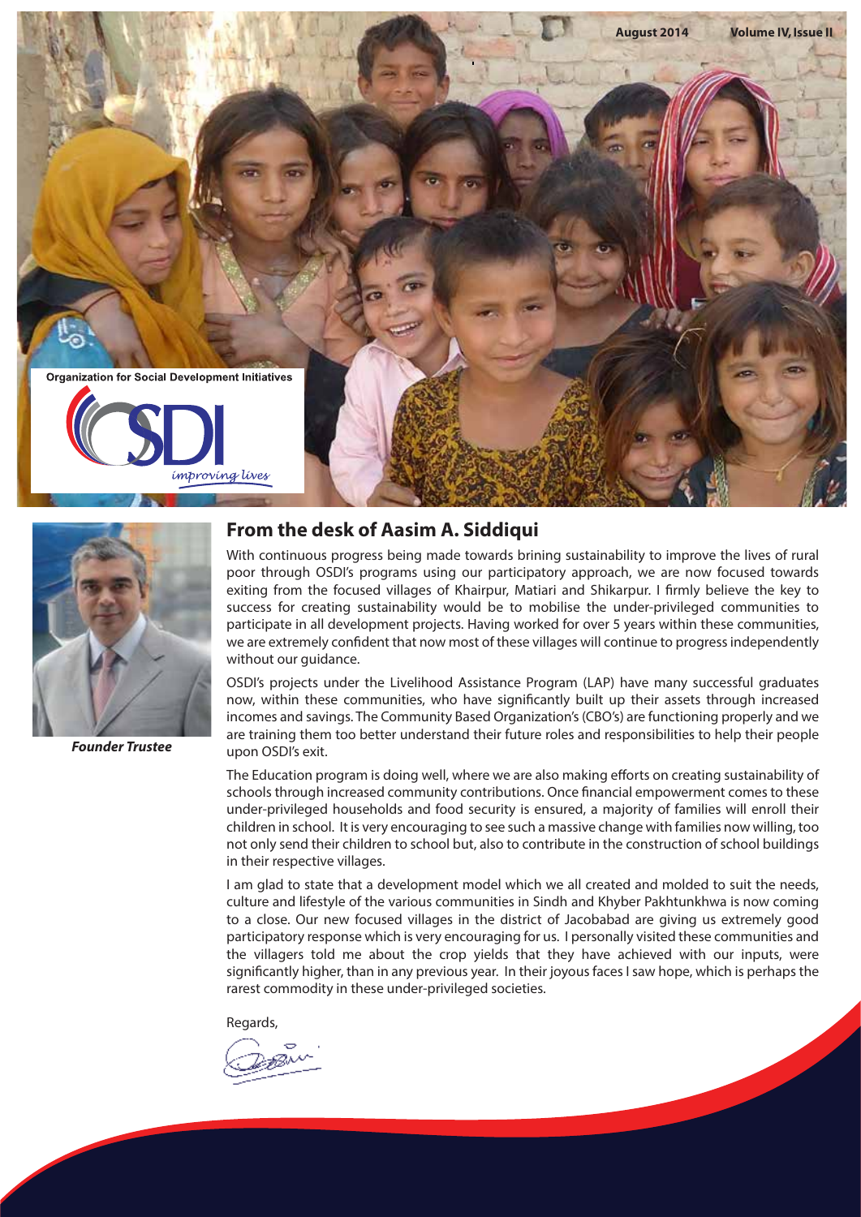Organization for Social Development Initiatives

OSDI

*improving lives*

***Founder Trustee***

## From the desk of Aasim A. Siddiqui

With continuous progress being made towards brining sustainability to improve the lives of rural poor through OSDI's programs using our participatory approach, we are now focused towards exiting from the focused villages of Khairpur, Matiari and Shikarpur. I firmly believe the key to success for creating sustainability would be to mobilise the under-privileged communities to participate in all development projects. Having worked for over 5 years within these communities, we are extremely confident that now most of these villages will continue to progress independently without our guidance.

OSDI's projects under the Livelihood Assistance Program (LAP) have many successful graduates now, within these communities, who have significantly built up their assets through increased incomes and savings. The Community Based Organization's (CBO's) are functioning properly and we are training them too better understand their future roles and responsibilities to help their people upon OSDI's exit.

The Education program is doing well, where we are also making efforts on creating sustainability of schools through increased community contributions. Once financial empowerment comes to these under-privileged households and food security is ensured, a majority of families will enroll their children in school. It is very encouraging to see such a massive change with families now willing, too not only send their children to school but, also to contribute in the construction of school buildings in their respective villages.

I am glad to state that a development model which we all created and molded to suit the needs, culture and lifestyle of the various communities in Sindh and Khyber Pakhtunkhwa is now coming to a close. Our new focused villages in the district of Jacobabad are giving us extremely good participatory response which is very encouraging for us. I personally visited these communities and the villagers told me about the crop yields that they have achieved with our inputs, were significantly higher, than in any previous year. In their joyous faces I saw hope, which is perhaps the rarest commodity in these under-privileged societies.

Regards,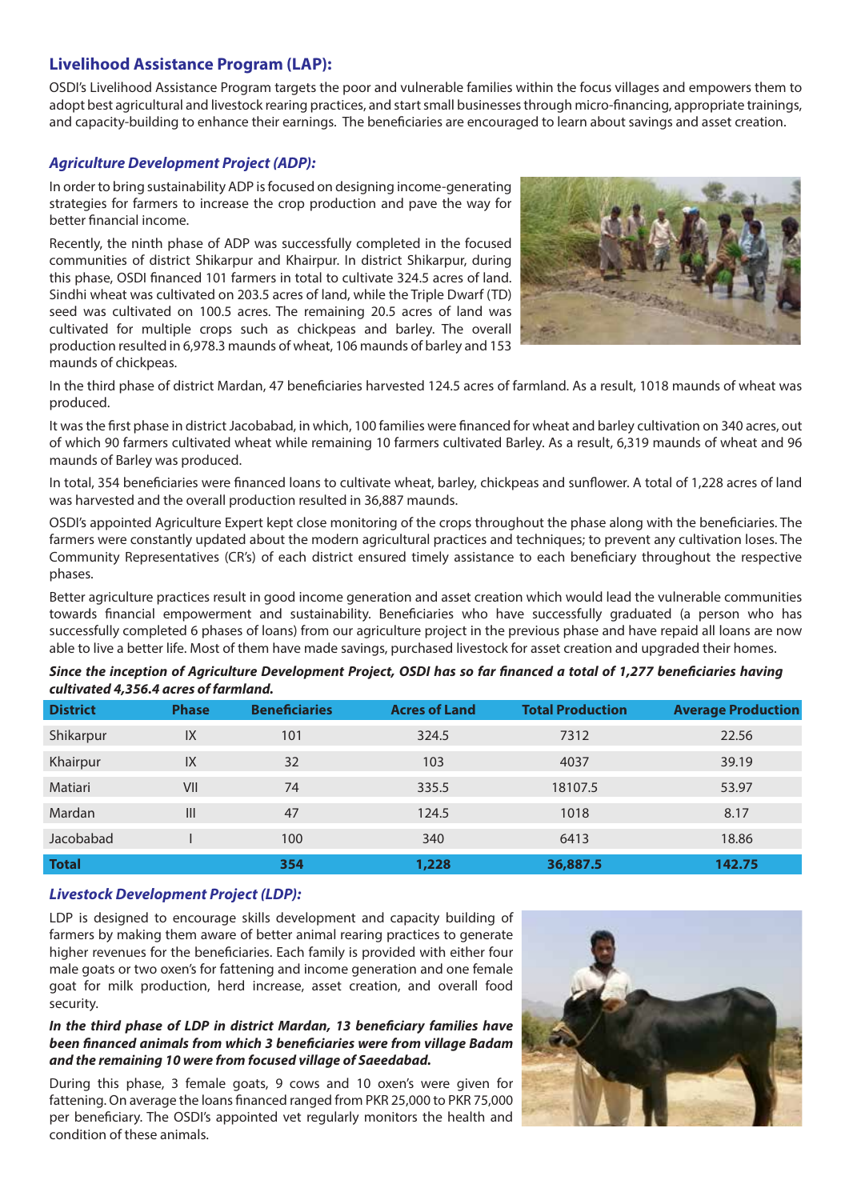## Livelihood Assistance Program (LAP):

OSDI's Livelihood Assistance Program targets the poor and vulnerable families within the focus villages and empowers them to adopt best agricultural and livestock rearing practices, and start small businesses through micro-financing, appropriate trainings, and capacity-building to enhance their earnings. The beneficiaries are encouraged to learn about savings and asset creation.

### *Agriculture Development Project (ADP):*

In order to bring sustainability ADP is focused on designing income-generating strategies for farmers to increase the crop production and pave the way for better financial income.

Recently, the ninth phase of ADP was successfully completed in the focused communities of district Shikarpur and Khairpur. In district Shikarpur, during this phase, OSDI financed 101 farmers in total to cultivate 324.5 acres of land. Sindhi wheat was cultivated on 203.5 acres of land, while the Triple Dwarf (TD) seed was cultivated on 100.5 acres. The remaining 20.5 acres of land was cultivated for multiple crops such as chickpeas and barley. The overall production resulted in 6,978.3 maunds of wheat, 106 maunds of barley and 153 maunds of chickpeas.

In the third phase of district Mardan, 47 beneficiaries harvested 124.5 acres of farmland. As a result, 1018 maunds of wheat was produced.

It was the first phase in district Jacobabad, in which, 100 families were financed for wheat and barley cultivation on 340 acres, out of which 90 farmers cultivated wheat while remaining 10 farmers cultivated Barley. As a result, 6,319 maunds of wheat and 96 maunds of Barley was produced.

In total, 354 beneficiaries were financed loans to cultivate wheat, barley, chickpeas and sunflower. A total of 1,228 acres of land was harvested and the overall production resulted in 36,887 maunds.

OSDI's appointed Agriculture Expert kept close monitoring of the crops throughout the phase along with the beneficiaries. The farmers were constantly updated about the modern agricultural practices and techniques; to prevent any cultivation loses. The Community Representatives (CR's) of each district ensured timely assistance to each beneficiary throughout the respective phases.

Better agriculture practices result in good income generation and asset creation which would lead the vulnerable communities towards financial empowerment and sustainability. Beneficiaries who have successfully graduated (a person who has successfully completed 6 phases of loans) from our agriculture project in the previous phase and have repaid all loans are now able to live a better life. Most of them have made savings, purchased livestock for asset creation and upgraded their homes.

***Since the inception of Agriculture Development Project, OSDI has so far financed a total of 1,277 beneficiaries having cultivated 4,356.4 acres of farmland.***

| District | Phase | Beneficiaries | Acres of Land | Total Production | Average Production |
|---|---|---|---|---|---|
| Shikarpur | IX | 101 | 324.5 | 7312 | 22.56 |
| Khairpur | IX | 32 | 103 | 4037 | 39.19 |
| Matiari | VII | 74 | 335.5 | 18107.5 | 53.97 |
| Mardan | III | 47 | 124.5 | 1018 | 8.17 |
| Jacobabad | I | 100 | 340 | 6413 | 18.86 |
| **Total** | | **354** | **1,228** | **36,887.5** | **142.75** |

### *Livestock Development Project (LDP):*

LDP is designed to encourage skills development and capacity building of farmers by making them aware of better animal rearing practices to generate higher revenues for the beneficiaries. Each family is provided with either four male goats or two oxen's for fattening and income generation and one female goat for milk production, herd increase, asset creation, and overall food security.

***In the third phase of LDP in district Mardan, 13 beneficiary families have been financed animals from which 3 beneficiaries were from village Badam and the remaining 10 were from focused village of Saeedabad.***

During this phase, 3 female goats, 9 cows and 10 oxen's were given for fattening. On average the loans financed ranged from PKR 25,000 to PKR 75,000 per beneficiary. The OSDI's appointed vet regularly monitors the health and condition of these animals.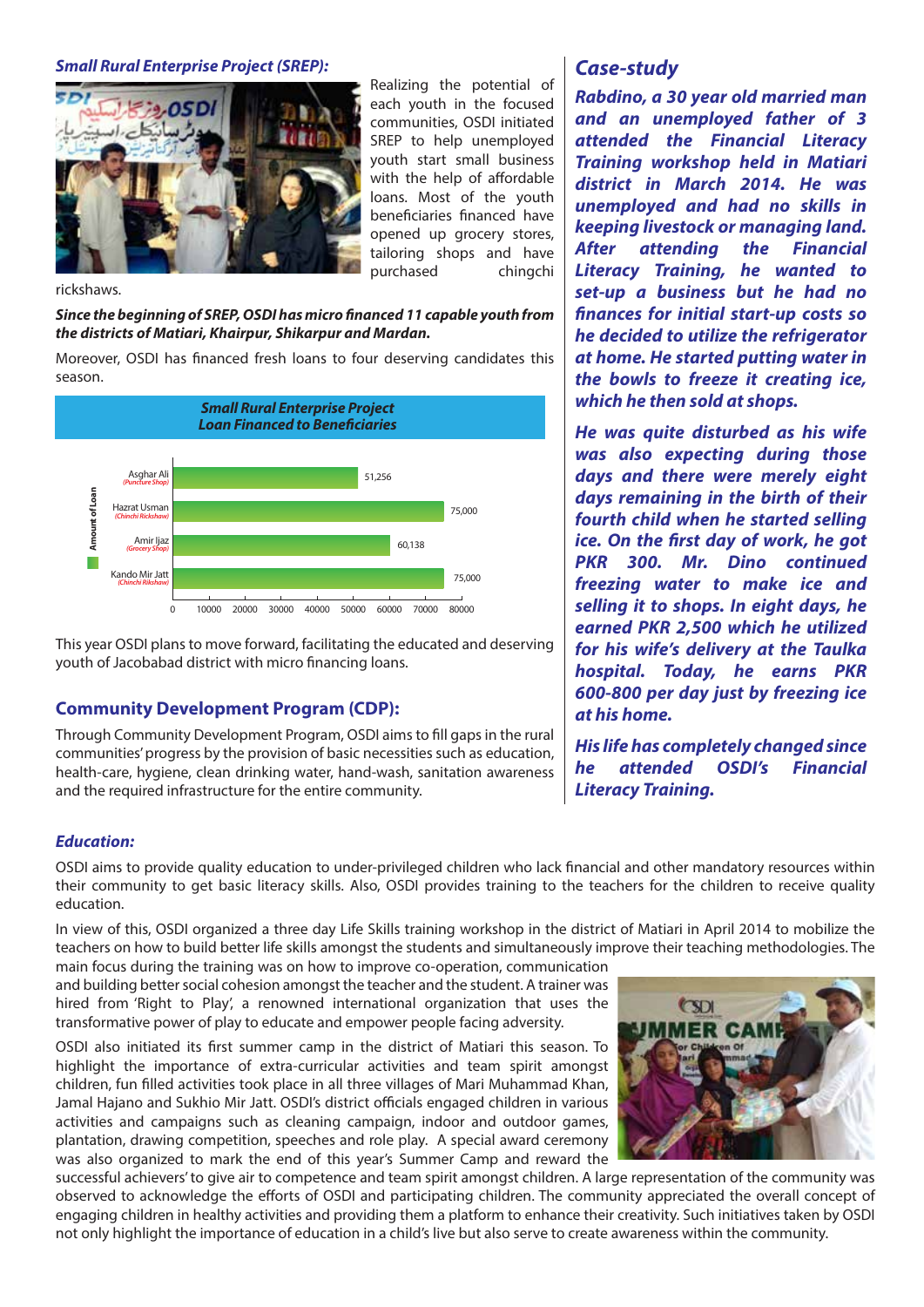### *Small Rural Enterprise Project (SREP):*

Realizing the potential of each youth in the focused communities, OSDI initiated SREP to help unemployed youth start small business with the help of affordable loans. Most of the youth beneficiaries financed have opened up grocery stores, tailoring shops and have purchased chingchi rickshaws.

***Since the beginning of SREP, OSDI has micro financed 11 capable youth from the districts of Matiari, Khairpur, Shikarpur and Mardan.***

Moreover, OSDI has financed fresh loans to four deserving candidates this season.

**Small Rural Enterprise Project**
**Loan Financed to Beneficiaries**

| Beneficiary | Amount of Loan |
|---|---|
| Asghar Ali (Puncture Shop) | 51,256 |
| Hazrat Usman (Chinchi Rickshaw) | 75,000 |
| Amir Ijaz (Grocery Shop) | 60,138 |
| Kando Mir Jatt (Chinchi Rikshaw) | 75,000 |

This year OSDI plans to move forward, facilitating the educated and deserving youth of Jacobabad district with micro financing loans.

### Community Development Program (CDP):

Through Community Development Program, OSDI aims to fill gaps in the rural communities' progress by the provision of basic necessities such as education, health-care, hygiene, clean drinking water, hand-wash, sanitation awareness and the required infrastructure for the entire community.

## *Case-study*

***Rabdino, a 30 year old married man and an unemployed father of 3 attended the Financial Literacy Training workshop held in Matiari district in March 2014. He was unemployed and had no skills in keeping livestock or managing land. After attending the Financial Literacy Training, he wanted to set-up a business but he had no finances for initial start-up costs so he decided to utilize the refrigerator at home. He started putting water in the bowls to freeze it creating ice, which he then sold at shops.***

***He was quite disturbed as his wife was also expecting during those days and there were merely eight days remaining in the birth of their fourth child when he started selling ice. On the first day of work, he got PKR 300. Mr. Dino continued freezing water to make ice and selling it to shops. In eight days, he earned PKR 2,500 which he utilized for his wife's delivery at the Taulka hospital. Today, he earns PKR 600-800 per day just by freezing ice at his home.***

***His life has completely changed since he attended OSDI's Financial Literacy Training.***

### *Education:*

OSDI aims to provide quality education to under-privileged children who lack financial and other mandatory resources within their community to get basic literacy skills. Also, OSDI provides training to the teachers for the children to receive quality education.

In view of this, OSDI organized a three day Life Skills training workshop in the district of Matiari in April 2014 to mobilize the teachers on how to build better life skills amongst the students and simultaneously improve their teaching methodologies. The main focus during the training was on how to improve co-operation, communication and building better social cohesion amongst the teacher and the student. A trainer was hired from 'Right to Play', a renowned international organization that uses the transformative power of play to educate and empower people facing adversity.

OSDI also initiated its first summer camp in the district of Matiari this season. To highlight the importance of extra-curricular activities and team spirit amongst children, fun filled activities took place in all three villages of Mari Muhammad Khan, Jamal Hajano and Sukhio Mir Jatt. OSDI's district officials engaged children in various activities and campaigns such as cleaning campaign, indoor and outdoor games, plantation, drawing competition, speeches and role play. A special award ceremony was also organized to mark the end of this year's Summer Camp and reward the successful achievers' to give air to competence and team spirit amongst children. A large representation of the community was observed to acknowledge the efforts of OSDI and participating children. The community appreciated the overall concept of engaging children in healthy activities and providing them a platform to enhance their creativity. Such initiatives taken by OSDI not only highlight the importance of education in a child's live but also serve to create awareness within the community.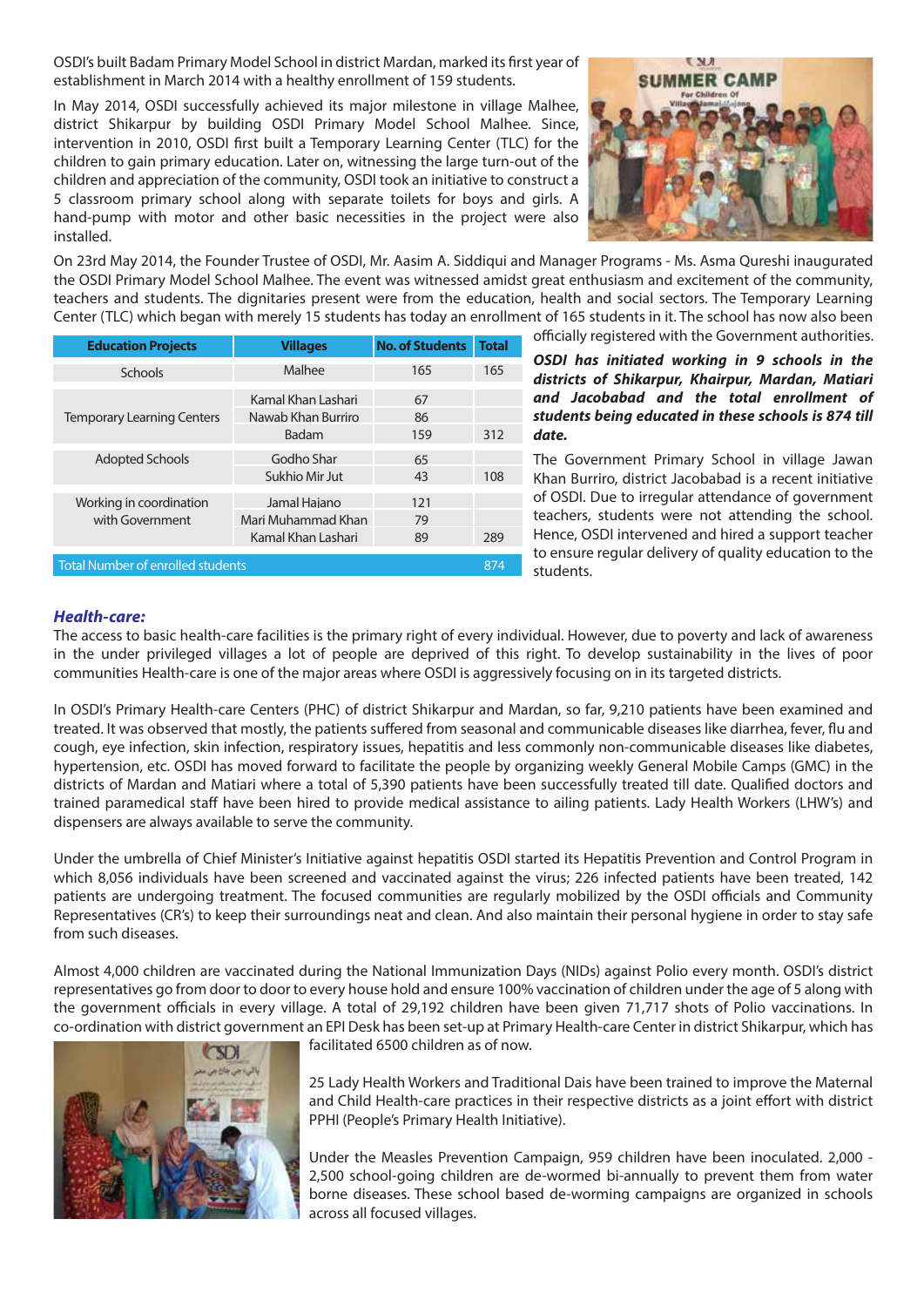OSDI's built Badam Primary Model School in district Mardan, marked its first year of establishment in March 2014 with a healthy enrollment of 159 students.

In May 2014, OSDI successfully achieved its major milestone in village Malhee, district Shikarpur by building OSDI Primary Model School Malhee. Since, intervention in 2010, OSDI first built a Temporary Learning Center (TLC) for the children to gain primary education. Later on, witnessing the large turn-out of the children and appreciation of the community, OSDI took an initiative to construct a 5 classroom primary school along with separate toilets for boys and girls. A hand-pump with motor and other basic necessities in the project were also installed.

On 23rd May 2014, the Founder Trustee of OSDI, Mr. Aasim A. Siddiqui and Manager Programs - Ms. Asma Qureshi inaugurated the OSDI Primary Model School Malhee. The event was witnessed amidst great enthusiasm and excitement of the community, teachers and students. The dignitaries present were from the education, health and social sectors. The Temporary Learning Center (TLC) which began with merely 15 students has today an enrollment of 165 students in it. The school has now also been officially registered with the Government authorities.

| Education Projects | Villages | No. of Students | Total |
|---|---|---|---|
| Schools | Malhee | 165 | 165 |
| Temporary Learning Centers | Kamal Khan Lashari | 67 | |
| | Nawab Khan Burriro | 86 | |
| | Badam | 159 | 312 |
| Adopted Schools | Godho Shar | 65 | |
| | Sukhio Mir Jut | 43 | 108 |
| Working in coordination with Government | Jamal Hajano | 121 | |
| | Mari Muhammad Khan | 79 | |
| | Kamal Khan Lashari | 89 | 289 |
| Total Number of enrolled students | | | 874 |

***OSDI has initiated working in 9 schools in the districts of Shikarpur, Khairpur, Mardan, Matiari and Jacobabad and the total enrollment of students being educated in these schools is 874 till date.***

The Government Primary School in village Jawan Khan Burriro, district Jacobabad is a recent initiative of OSDI. Due to irregular attendance of government teachers, students were not attending the school. Hence, OSDI intervened and hired a support teacher to ensure regular delivery of quality education to the students.

### *Health-care:*

The access to basic health-care facilities is the primary right of every individual. However, due to poverty and lack of awareness in the under privileged villages a lot of people are deprived of this right. To develop sustainability in the lives of poor communities Health-care is one of the major areas where OSDI is aggressively focusing on in its targeted districts.

In OSDI's Primary Health-care Centers (PHC) of district Shikarpur and Mardan, so far, 9,210 patients have been examined and treated. It was observed that mostly, the patients suffered from seasonal and communicable diseases like diarrhea, fever, flu and cough, eye infection, skin infection, respiratory issues, hepatitis and less commonly non-communicable diseases like diabetes, hypertension, etc. OSDI has moved forward to facilitate the people by organizing weekly General Mobile Camps (GMC) in the districts of Mardan and Matiari where a total of 5,390 patients have been successfully treated till date. Qualified doctors and trained paramedical staff have been hired to provide medical assistance to ailing patients. Lady Health Workers (LHW's) and dispensers are always available to serve the community.

Under the umbrella of Chief Minister's Initiative against hepatitis OSDI started its Hepatitis Prevention and Control Program in which 8,056 individuals have been screened and vaccinated against the virus; 226 infected patients have been treated, 142 patients are undergoing treatment. The focused communities are regularly mobilized by the OSDI officials and Community Representatives (CR's) to keep their surroundings neat and clean. And also maintain their personal hygiene in order to stay safe from such diseases.

Almost 4,000 children are vaccinated during the National Immunization Days (NIDs) against Polio every month. OSDI's district representatives go from door to door to every house hold and ensure 100% vaccination of children under the age of 5 along with the government officials in every village. A total of 29,192 children have been given 71,717 shots of Polio vaccinations. In co-ordination with district government an EPI Desk has been set-up at Primary Health-care Center in district Shikarpur, which has facilitated 6500 children as of now.

25 Lady Health Workers and Traditional Dais have been trained to improve the Maternal and Child Health-care practices in their respective districts as a joint effort with district PPHI (People's Primary Health Initiative).

Under the Measles Prevention Campaign, 959 children have been inoculated. 2,000 - 2,500 school-going children are de-wormed bi-annually to prevent them from water borne diseases. These school based de-worming campaigns are organized in schools across all focused villages.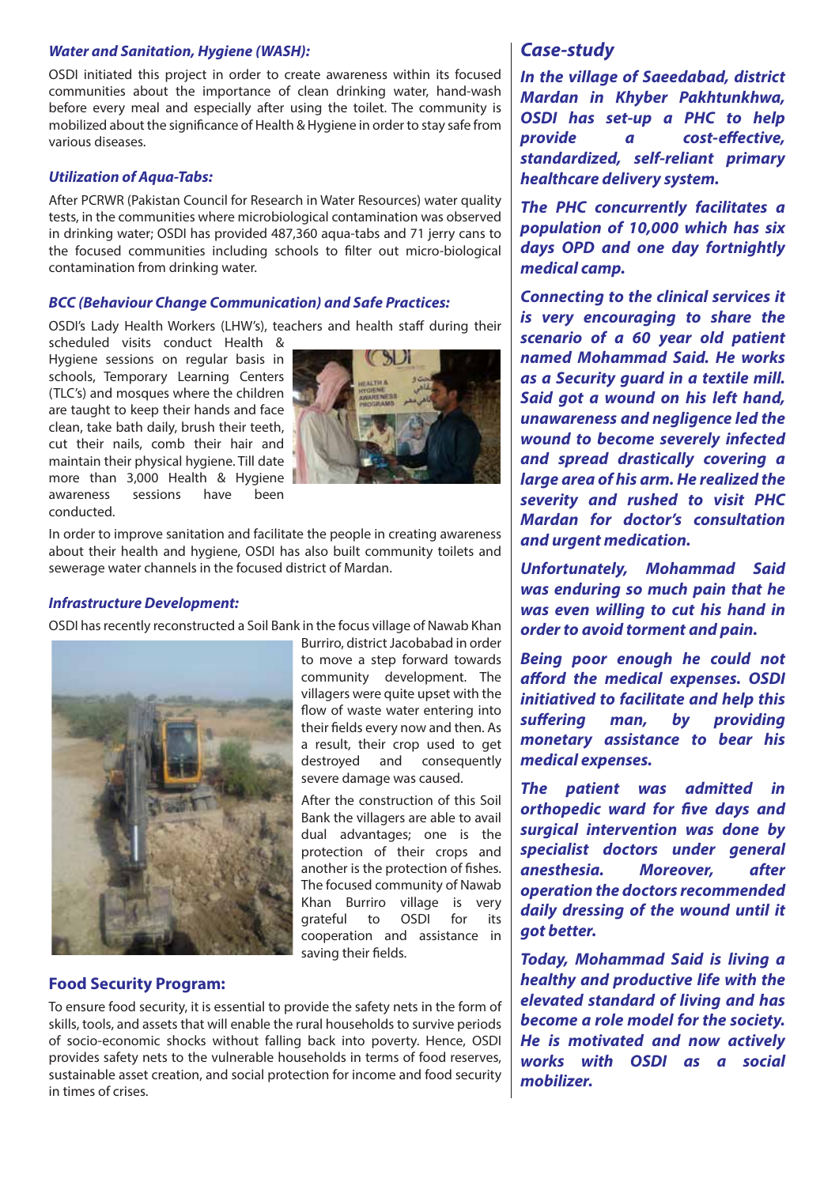### *Water and Sanitation, Hygiene (WASH):*

OSDI initiated this project in order to create awareness within its focused communities about the importance of clean drinking water, hand-wash before every meal and especially after using the toilet. The community is mobilized about the significance of Health & Hygiene in order to stay safe from various diseases.

### *Utilization of Aqua-Tabs:*

After PCRWR (Pakistan Council for Research in Water Resources) water quality tests, in the communities where microbiological contamination was observed in drinking water; OSDI has provided 487,360 aqua-tabs and 71 jerry cans to the focused communities including schools to filter out micro-biological contamination from drinking water.

### *BCC (Behaviour Change Communication) and Safe Practices:*

OSDI's Lady Health Workers (LHW's), teachers and health staff during their scheduled visits conduct Health & Hygiene sessions on regular basis in schools, Temporary Learning Centers (TLC's) and mosques where the children are taught to keep their hands and face clean, take bath daily, brush their teeth, cut their nails, comb their hair and maintain their physical hygiene. Till date more than 3,000 Health & Hygiene awareness sessions have been conducted.

In order to improve sanitation and facilitate the people in creating awareness about their health and hygiene, OSDI has also built community toilets and sewerage water channels in the focused district of Mardan.

### *Infrastructure Development:*

OSDI has recently reconstructed a Soil Bank in the focus village of Nawab Khan Burriro, district Jacobabad in order to move a step forward towards community development. The villagers were quite upset with the flow of waste water entering into their fields every now and then. As a result, their crop used to get destroyed and consequently severe damage was caused.

After the construction of this Soil Bank the villagers are able to avail dual advantages; one is the protection of their crops and another is the protection of fishes. The focused community of Nawab Khan Burriro village is very grateful to OSDI for its cooperation and assistance in saving their fields.

### Food Security Program:

To ensure food security, it is essential to provide the safety nets in the form of skills, tools, and assets that will enable the rural households to survive periods of socio-economic shocks without falling back into poverty. Hence, OSDI provides safety nets to the vulnerable households in terms of food reserves, sustainable asset creation, and social protection for income and food security in times of crises.

## *Case-study*

***In the village of Saeedabad, district Mardan in Khyber Pakhtunkhwa, OSDI has set-up a PHC to help provide a cost-effective, standardized, self-reliant primary healthcare delivery system.***

***The PHC concurrently facilitates a population of 10,000 which has six days OPD and one day fortnightly medical camp.***

***Connecting to the clinical services it is very encouraging to share the scenario of a 60 year old patient named Mohammad Said. He works as a Security guard in a textile mill. Said got a wound on his left hand, unawareness and negligence led the wound to become severely infected and spread drastically covering a large area of his arm. He realized the severity and rushed to visit PHC Mardan for doctor's consultation and urgent medication.***

***Unfortunately, Mohammad Said was enduring so much pain that he was even willing to cut his hand in order to avoid torment and pain.***

***Being poor enough he could not afford the medical expenses. OSDI initiatived to facilitate and help this suffering man, by providing monetary assistance to bear his medical expenses.***

***The patient was admitted in orthopedic ward for five days and surgical intervention was done by specialist doctors under general anesthesia. Moreover, after operation the doctors recommended daily dressing of the wound until it got better.***

***Today, Mohammad Said is living a healthy and productive life with the elevated standard of living and has become a role model for the society. He is motivated and now actively works with OSDI as a social mobilizer.***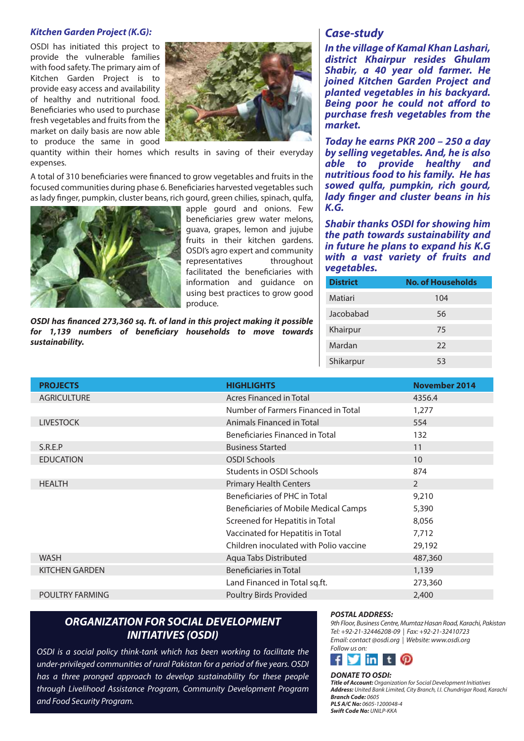### *Kitchen Garden Project (K.G):*

OSDI has initiated this project to provide the vulnerable families with food safety. The primary aim of Kitchen Garden Project is to provide easy access and availability of healthy and nutritional food. Beneficiaries who used to purchase fresh vegetables and fruits from the market on daily basis are now able to produce the same in good quantity within their homes which results in saving of their everyday expenses.

A total of 310 beneficiaries were financed to grow vegetables and fruits in the focused communities during phase 6. Beneficiaries harvested vegetables such as lady finger, pumpkin, cluster beans, rich gourd, green chilies, spinach, qulfa, apple gourd and onions. Few beneficiaries grew water melons, guava, grapes, lemon and jujube fruits in their kitchen gardens. OSDI's agro expert and community representatives throughout facilitated the beneficiaries with information and guidance on using best practices to grow good produce.

***OSDI has financed 273,360 sq. ft. of land in this project making it possible for 1,139 numbers of beneficiary households to move towards sustainability.***

## *Case-study*

***In the village of Kamal Khan Lashari, district Khairpur resides Ghulam Shabir, a 40 year old farmer. He joined Kitchen Garden Project and planted vegetables in his backyard. Being poor he could not afford to purchase fresh vegetables from the market.***

***Today he earns PKR 200 – 250 a day by selling vegetables. And, he is also able to provide healthy and nutritious food to his family. He has sowed qulfa, pumpkin, rich gourd, lady finger and cluster beans in his K.G.***

***Shabir thanks OSDI for showing him the path towards sustainability and in future he plans to expand his K.G with a vast variety of fruits and vegetables.***

| District | No. of Households |
|---|---|
| Matiari | 104 |
| Jacobabad | 56 |
| Khairpur | 75 |
| Mardan | 22 |
| Shikarpur | 53 |

| PROJECTS | HIGHLIGHTS | November 2014 |
|---|---|---|
| AGRICULTURE | Acres Financed in Total | 4356.4 |
| | Number of Farmers Financed in Total | 1,277 |
| LIVESTOCK | Animals Financed in Total | 554 |
| | Beneficiaries Financed in Total | 132 |
| S.R.E.P | Business Started | 11 |
| EDUCATION | OSDI Schools | 10 |
| | Students in OSDI Schools | 874 |
| HEALTH | Primary Health Centers | 2 |
| | Beneficiaries of PHC in Total | 9,210 |
| | Beneficiaries of Mobile Medical Camps | 5,390 |
| | Screened for Hepatitis in Total | 8,056 |
| | Vaccinated for Hepatitis in Total | 7,712 |
| | Children inoculated with Polio vaccine | 29,192 |
| WASH | Aqua Tabs Distributed | 487,360 |
| KITCHEN GARDEN | Beneficiaries in Total | 1,139 |
| | Land Financed in Total sq.ft. | 273,360 |
| POULTRY FARMING | Poultry Birds Provided | 2,400 |

## *ORGANIZATION FOR SOCIAL DEVELOPMENT INITIATIVES (OSDI)*

*OSDI is a social policy think-tank which has been working to facilitate the under-privileged communities of rural Pakistan for a period of five years. OSDI has a three pronged approach to develop sustainability for these people through Livelihood Assistance Program, Community Development Program and Food Security Program.*

***POSTAL ADDRESS:***

*9th Floor, Business Centre, Mumtaz Hasan Road, Karachi, Pakistan*
*Tel: +92-21-32446208-09 | Fax: +92-21-32410723*
*Email: contact@osdi.org | Website: www.osdi.org*
*Follow us on:*

***DONATE TO OSDI:***

***Title of Account:*** *Organization for Social Development Initiatives*
***Address:*** *United Bank Limited, City Branch, I.I. Chundrigar Road, Karachi*
***Branch Code:*** *0605*
***PLS A/C No:*** *0605-1200048-4*
***Swift Code No:*** *UNILP-KKA*